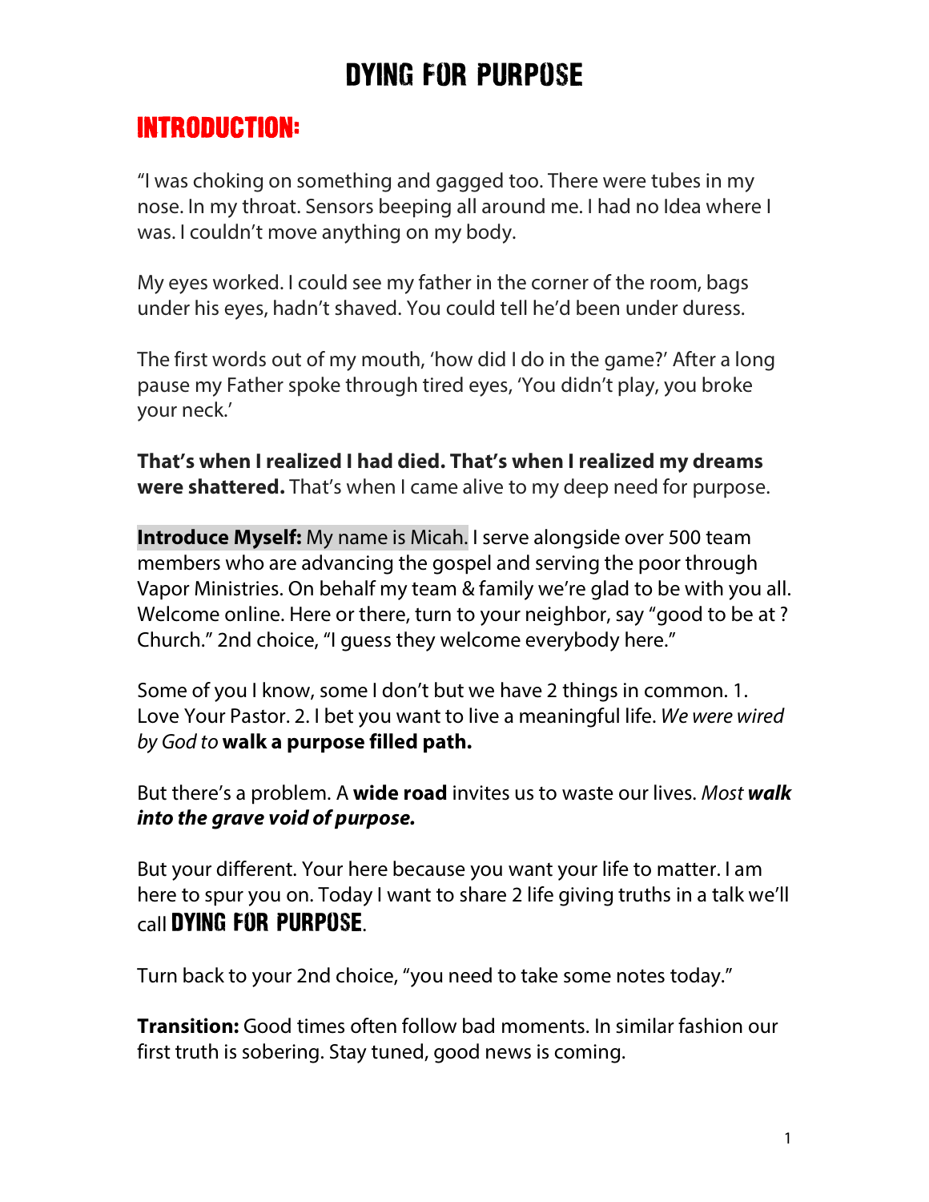# DYING FOR PURPOSE

## INTRODUCTION:

"I was choking on something and gagged too. There were tubes in my nose. In my throat. Sensors beeping all around me. I had no Idea where I was. I couldn't move anything on my body.

My eyes worked. I could see my father in the corner of the room, bags under his eyes, hadn't shaved. You could tell he'd been under duress.

The first words out of my mouth, 'how did I do in the game?' After a long pause my Father spoke through tired eyes, 'You didn't play, you broke your neck.'

**That's when I realized I had died. That's when I realized my dreams were shattered.** That's when I came alive to my deep need for purpose.

**Introduce Myself:** My name is Micah. I serve alongside over 500 team members who are advancing the gospel and serving the poor through Vapor Ministries. On behalf my team & family we're glad to be with you all. Welcome online. Here or there, turn to your neighbor, say "good to be at ? Church." 2nd choice, "I guess they welcome everybody here."

Some of you I know, some I don't but we have 2 things in common. 1. Love Your Pastor. 2. I bet you want to live a meaningful life. *We were wired by God to* **walk a purpose filled path.**

But there's a problem. A **wide road** invites us to waste our lives. *Most **walk into the grave void of purpose.***

But your different. Your here because you want your life to matter. I am here to spur you on. Today I want to share 2 life giving truths in a talk we'll call **DYING FOR PURPOSE**.

Turn back to your 2nd choice, "you need to take some notes today."

**Transition:** Good times often follow bad moments. In similar fashion our first truth is sobering. Stay tuned, good news is coming.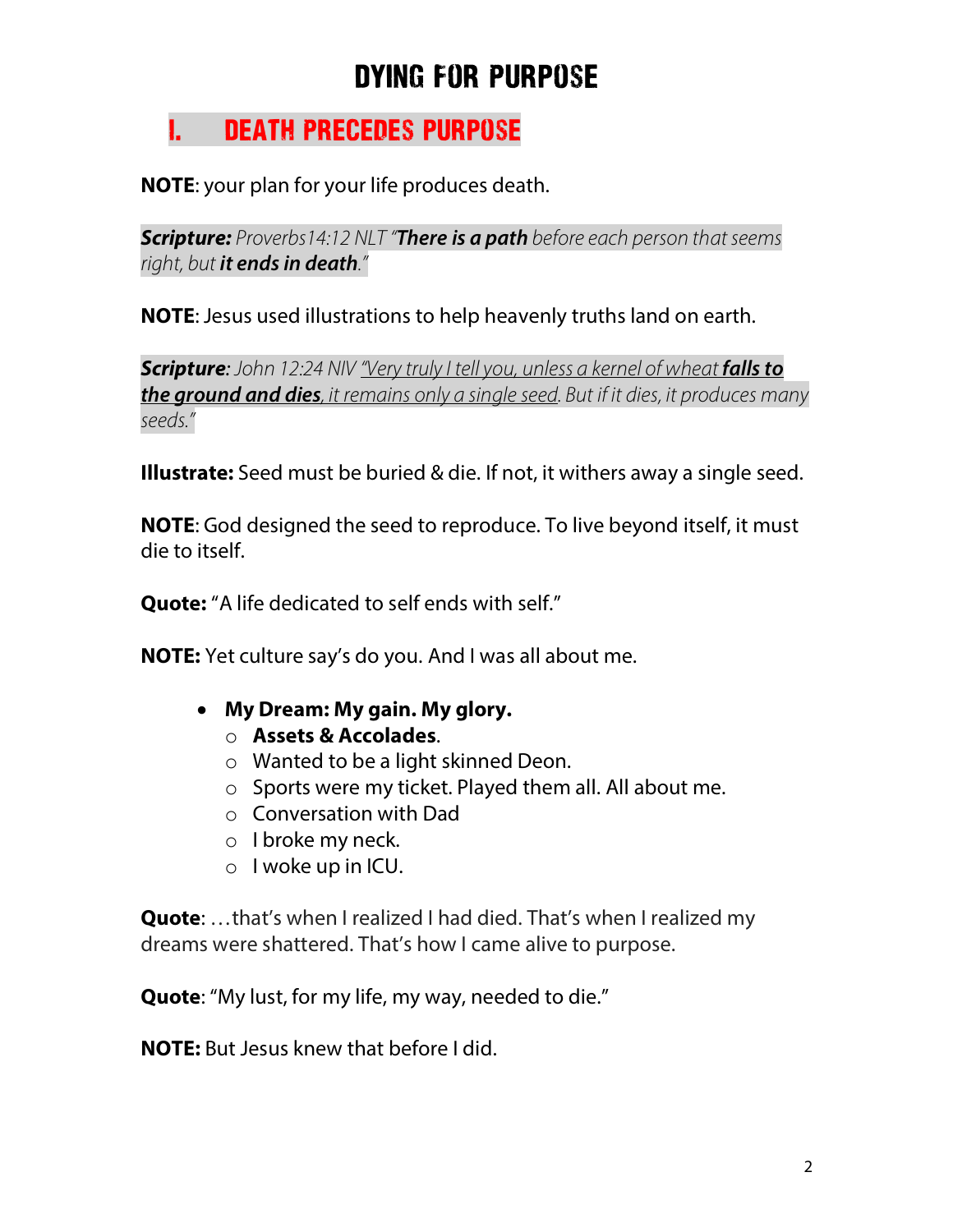# DYING FOR PURPOSE

## I. DEATH PRECEDES PURPOSE

**NOTE**: your plan for your life produces death.

***Scripture:*** *Proverbs14:12 NLT "**There is a path** before each person that seems right, but **it ends in death**."*

**NOTE**: Jesus used illustrations to help heavenly truths land on earth.

***Scripture****: John 12:24 NIV "Very truly I tell you, unless a kernel of wheat **falls to the ground and dies**, it remains only a single seed. But if it dies, it produces many seeds."*

**Illustrate:** Seed must be buried & die. If not, it withers away a single seed.

**NOTE**: God designed the seed to reproduce. To live beyond itself, it must die to itself.

**Quote:** "A life dedicated to self ends with self."

**NOTE:** Yet culture say's do you. And I was all about me.

- **My Dream: My gain. My glory.**
  - **Assets & Accolades**.
  - Wanted to be a light skinned Deon.
  - Sports were my ticket. Played them all. All about me.
  - Conversation with Dad
  - I broke my neck.
  - I woke up in ICU.

**Quote**: …that's when I realized I had died. That's when I realized my dreams were shattered. That's how I came alive to purpose.

**Quote**: "My lust, for my life, my way, needed to die."

**NOTE:** But Jesus knew that before I did.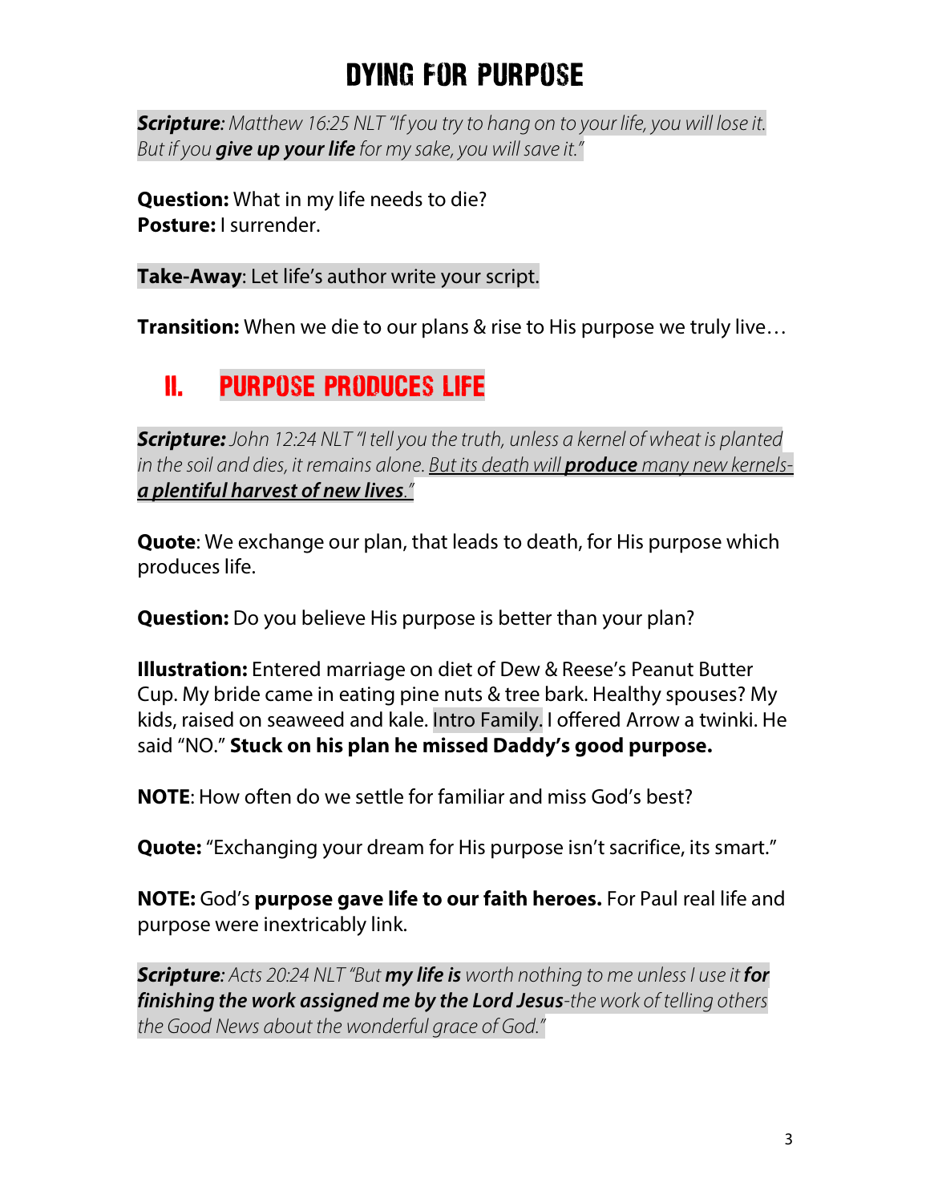# DYING FOR PURPOSE

***Scripture**: Matthew 16:25 NLT "If you try to hang on to your life, you will lose it. But if you **give up your life** for my sake, you will save it."*

**Question:** What in my life needs to die?
**Posture:** I surrender.

**Take-Away**: Let life's author write your script.

**Transition:** When we die to our plans & rise to His purpose we truly live…

## II. PURPOSE PRODUCES LIFE

***Scripture:** John 12:24 NLT "I tell you the truth, unless a kernel of wheat is planted in the soil and dies, it remains alone. But its death will **produce** many new kernels- **a plentiful harvest of new lives**."*

**Quote**: We exchange our plan, that leads to death, for His purpose which produces life.

**Question:** Do you believe His purpose is better than your plan?

**Illustration:** Entered marriage on diet of Dew & Reese's Peanut Butter Cup. My bride came in eating pine nuts & tree bark. Healthy spouses? My kids, raised on seaweed and kale. Intro Family. I offered Arrow a twinki. He said "NO." **Stuck on his plan he missed Daddy's good purpose.**

**NOTE**: How often do we settle for familiar and miss God's best?

**Quote:** "Exchanging your dream for His purpose isn't sacrifice, its smart."

**NOTE:** God's **purpose gave life to our faith heroes.** For Paul real life and purpose were inextricably link.

***Scripture**: Acts 20:24 NLT "But **my life is** worth nothing to me unless I use it **for finishing the work assigned me by the Lord Jesus**-the work of telling others the Good News about the wonderful grace of God."*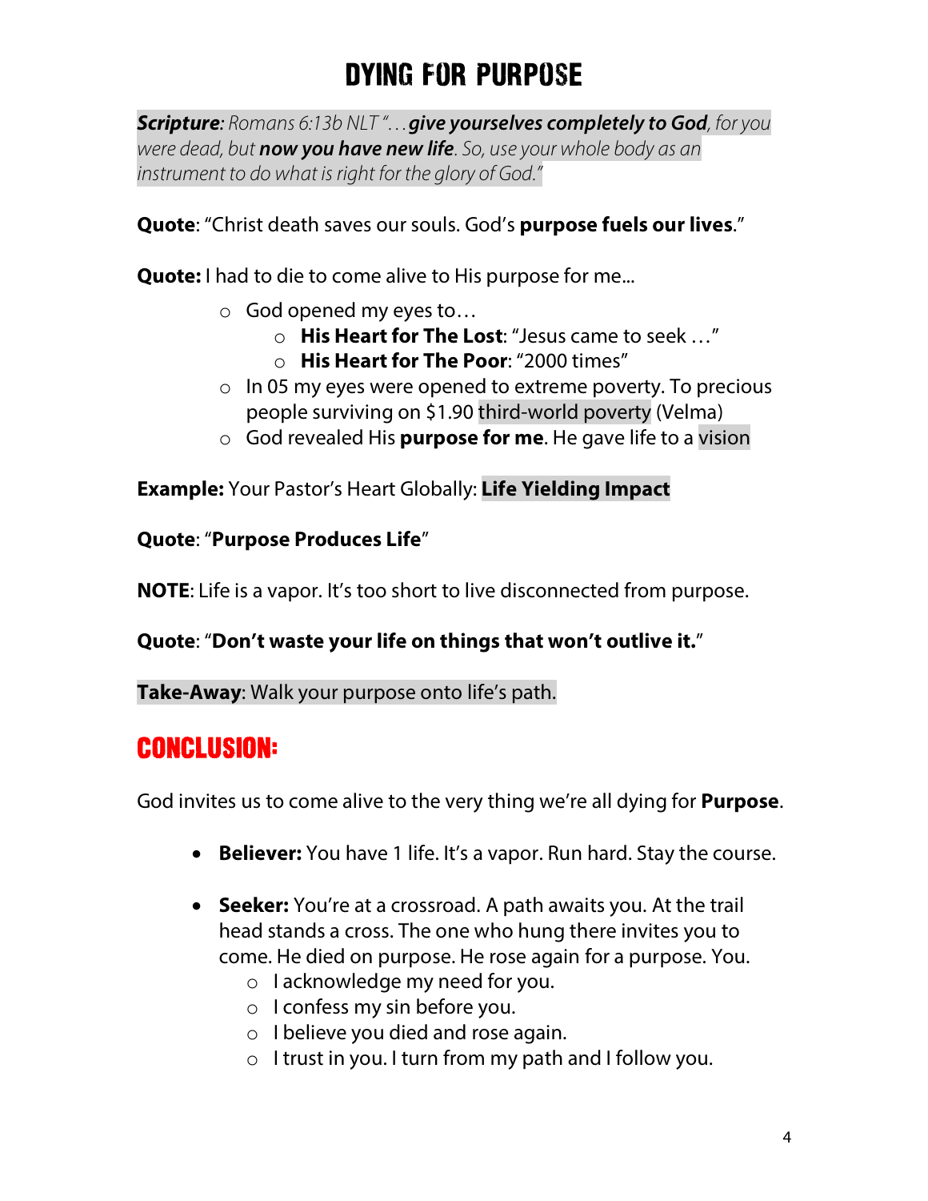# DYING FOR PURPOSE

***Scripture**: Romans 6:13b NLT "…**give yourselves completely to God**, for you were dead, but **now you have new life**. So, use your whole body as an instrument to do what is right for the glory of God."*

**Quote**: "Christ death saves our souls. God's **purpose fuels our lives**."

**Quote:** I had to die to come alive to His purpose for me...

- God opened my eyes to…
  - **His Heart for The Lost**: "Jesus came to seek …"
  - **His Heart for The Poor**: "2000 times"
- In 05 my eyes were opened to extreme poverty. To precious people surviving on $1.90 third-world poverty (Velma)
- God revealed His **purpose for me**. He gave life to a vision

**Example:** Your Pastor's Heart Globally: **Life Yielding Impact**

**Quote**: "**Purpose Produces Life**"

**NOTE**: Life is a vapor. It's too short to live disconnected from purpose.

**Quote**: "**Don't waste your life on things that won't outlive it.**"

**Take-Away**: Walk your purpose onto life's path.

## CONCLUSION:

God invites us to come alive to the very thing we're all dying for **Purpose**.

- **Believer:** You have 1 life. It's a vapor. Run hard. Stay the course.
- **Seeker:** You're at a crossroad. A path awaits you. At the trail head stands a cross. The one who hung there invites you to come. He died on purpose. He rose again for a purpose. You.
  - I acknowledge my need for you.
  - I confess my sin before you.
  - I believe you died and rose again.
  - I trust in you. I turn from my path and I follow you.